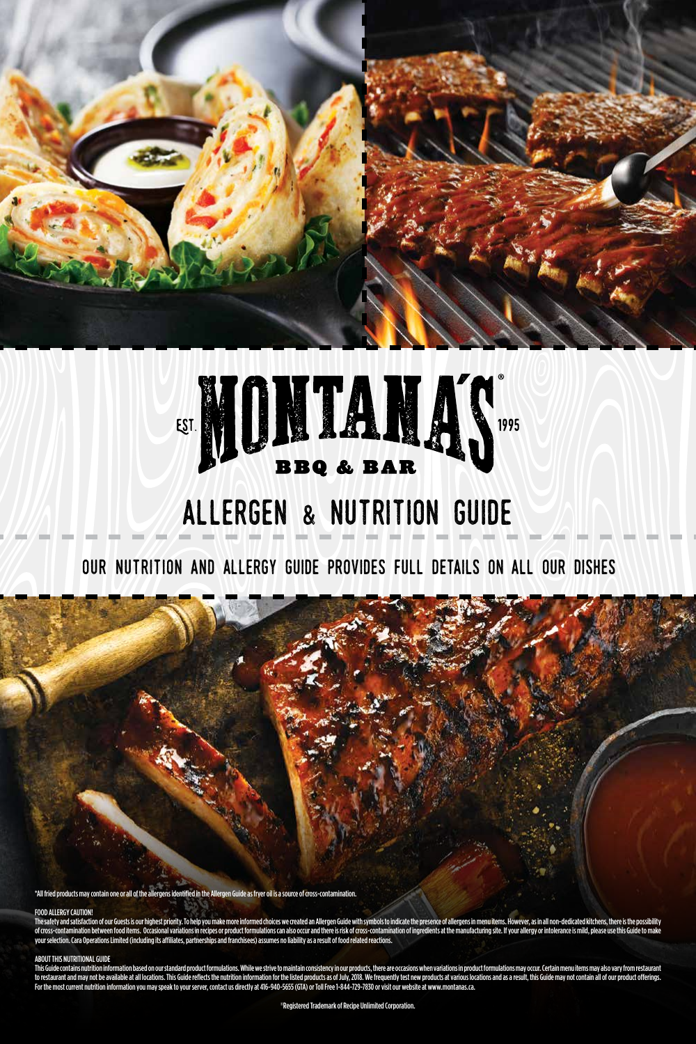EST. MONTANA'S® 1995

BBQ & BAR

# ALLERGEN & NUTRITION GUIDE

## OUR NUTRITION AND ALLERGY GUIDE PROVIDES FULL DETAILS ON ALL OUR DISHES

*All fried products may contain one or all of the allergens identified in the Allergen Guide as fryer oil is a source of cross-contamination.

FOOD ALLERGY CAUTION!

The safety and satisfaction of our Guests is our highest priority. To help you make more informed choices we created an Allergen Guide with symbols to indicate the presence of allergens in menu items. However, as in all non-dedicated kitchens, there is the possibility of cross-contamination between food items. Occasional variations in recipes or product formulations can also occur and there is risk of cross-contamination of ingredients at the manufacturing site. If your allergy or intolerance is mild, please use this Guide to make your selection. Cara Operations Limited (including its affiliates, partnerships and franchisees) assumes no liability as a result of food related reactions.

ABOUT THIS NUTRITIONAL GUIDE

This Guide contains nutrition information based on our standard product formulations. While we strive to maintain consistency in our products, there are occasions when variations in product formulations may occur. Certain menu items may also vary from restaurant to restaurant and may not be available at all locations. This Guide reflects the nutrition information for the listed products as of July, 2018. We frequently test new products at various locations and as a result, this Guide may not contain all of our product offerings. For the most current nutrition information you may speak to your server, contact us directly at 416-940-5655 (GTA) or Toll Free 1-844-729-7830 or visit our website at www.montanas.ca.

®Registered Trademark of Recipe Unlimited Corporation.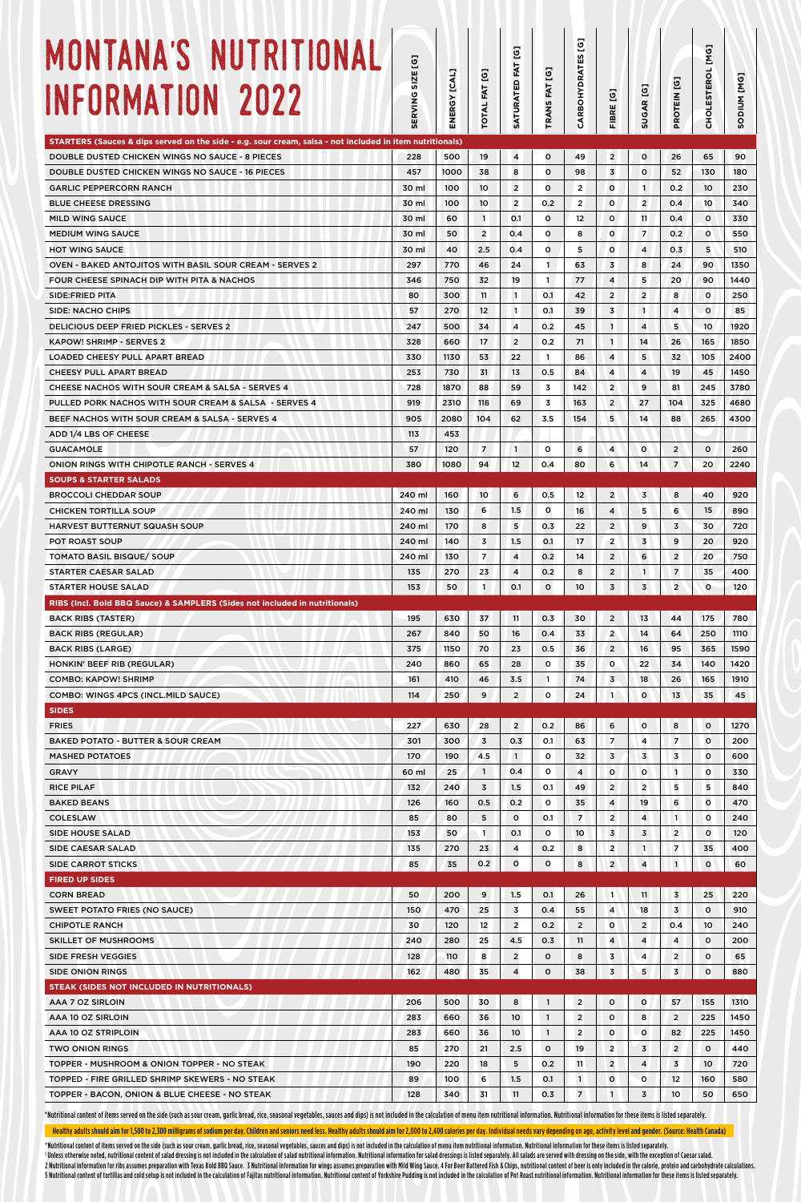# MONTANA'S NUTRITIONAL INFORMATION 2022

| | SERVING SIZE [G] | ENERGY [CAL] | TOTAL FAT [G] | SATURATED FAT [G] | TRANS FAT [G] | CARBOHYDRATES [G] | FIBRE [G] | SUGAR [G] | PROTEIN [G] | CHOLESTEROL [MG] | SODIUM [MG] |
|---|---|---|---|---|---|---|---|---|---|---|---|
| **STARTERS (Sauces & dips served on the side - e.g. sour cream, salsa - not included in item nutritionals)** | | | | | | | | | | | |
| DOUBLE DUSTED CHICKEN WINGS NO SAUCE - 8 PIECES | 228 | 500 | 19 | 4 | 0 | 49 | 2 | 0 | 26 | 65 | 90 |
| DOUBLE DUSTED CHICKEN WINGS NO SAUCE - 16 PIECES | 457 | 1000 | 38 | 8 | 0 | 98 | 3 | 0 | 52 | 130 | 180 |
| GARLIC PEPPERCORN RANCH | 30 ml | 100 | 10 | 2 | 0 | 2 | 0 | 1 | 0.2 | 10 | 230 |
| BLUE CHEESE DRESSING | 30 ml | 100 | 10 | 2 | 0.2 | 2 | 0 | 2 | 0.4 | 10 | 340 |
| MILD WING SAUCE | 30 ml | 60 | 1 | 0.1 | 0 | 12 | 0 | 11 | 0.4 | 0 | 330 |
| MEDIUM WING SAUCE | 30 ml | 50 | 2 | 0.4 | 0 | 8 | 0 | 7 | 0.2 | 0 | 550 |
| HOT WING SAUCE | 30 ml | 40 | 2.5 | 0.4 | 0 | 5 | 0 | 4 | 0.3 | 5 | 510 |
| OVEN - BAKED ANTOJITOS WITH BASIL SOUR CREAM - SERVES 2 | 297 | 770 | 46 | 24 | 1 | 63 | 3 | 8 | 24 | 90 | 1350 |
| FOUR CHEESE SPINACH DIP WITH PITA & NACHOS | 346 | 750 | 32 | 19 | 1 | 77 | 4 | 5 | 20 | 90 | 1440 |
| SIDE:FRIED PITA | 80 | 300 | 11 | 1 | 0.1 | 42 | 2 | 2 | 8 | 0 | 250 |
| SIDE: NACHO CHIPS | 57 | 270 | 12 | 1 | 0.1 | 39 | 3 | 1 | 4 | 0 | 85 |
| DELICIOUS DEEP FRIED PICKLES - SERVES 2 | 247 | 500 | 34 | 4 | 0.2 | 45 | 1 | 4 | 5 | 10 | 1920 |
| KAPOW! SHRIMP - SERVES 2 | 328 | 660 | 17 | 2 | 0.2 | 71 | 1 | 14 | 26 | 165 | 1850 |
| LOADED CHEESY PULL APART BREAD | 330 | 1130 | 53 | 22 | 1 | 86 | 4 | 5 | 32 | 105 | 2400 |
| CHEESY PULL APART BREAD | 253 | 730 | 31 | 13 | 0.5 | 84 | 4 | 4 | 19 | 45 | 1450 |
| CHEESE NACHOS WITH SOUR CREAM & SALSA - SERVES 4 | 728 | 1870 | 88 | 59 | 3 | 142 | 2 | 9 | 81 | 245 | 3780 |
| PULLED PORK NACHOS WITH SOUR CREAM & SALSA - SERVES 4 | 919 | 2310 | 118 | 69 | 3 | 163 | 2 | 27 | 104 | 325 | 4680 |
| BEEF NACHOS WITH SOUR CREAM & SALSA - SERVES 4 | 905 | 2080 | 104 | 62 | 3.5 | 154 | 5 | 14 | 88 | 265 | 4300 |
| ADD 1/4 LBS OF CHEESE | 113 | 453 | | | | | | | | | |
| GUACAMOLE | 57 | 120 | 7 | 1 | 0 | 6 | 4 | 0 | 2 | 0 | 260 |
| ONION RINGS WITH CHIPOTLE RANCH - SERVES 4 | 380 | 1080 | 94 | 12 | 0.4 | 80 | 6 | 14 | 7 | 20 | 2240 |
| **SOUPS & STARTER SALADS** | | | | | | | | | | | |
| BROCCOLI CHEDDAR SOUP | 240 ml | 160 | 10 | 6 | 0.5 | 12 | 2 | 3 | 8 | 40 | 920 |
| CHICKEN TORTILLA SOUP | 240 ml | 130 | 6 | 1.5 | 0 | 16 | 4 | 5 | 6 | 15 | 890 |
| HARVEST BUTTERNUT SQUASH SOUP | 240 ml | 170 | 8 | 5 | 0.3 | 22 | 2 | 9 | 3 | 30 | 720 |
| POT ROAST SOUP | 240 ml | 140 | 3 | 1.5 | 0.1 | 17 | 2 | 3 | 9 | 20 | 920 |
| TOMATO BASIL BISQUE/ SOUP | 240 ml | 130 | 7 | 4 | 0.2 | 14 | 2 | 6 | 2 | 20 | 750 |
| STARTER CAESAR SALAD | 135 | 270 | 23 | 4 | 0.2 | 8 | 2 | 1 | 7 | 35 | 400 |
| STARTER HOUSE SALAD | 153 | 50 | 1 | 0.1 | 0 | 10 | 3 | 3 | 2 | 0 | 120 |
| **RIBS (Incl. Bold BBQ Sauce) & SAMPLERS (Sides not included in nutritionals)** | | | | | | | | | | | |
| BACK RIBS (TASTER) | 195 | 630 | 37 | 11 | 0.3 | 30 | 2 | 13 | 44 | 175 | 780 |
| BACK RIBS (REGULAR) | 267 | 840 | 50 | 16 | 0.4 | 33 | 2 | 14 | 64 | 250 | 1110 |
| BACK RIBS (LARGE) | 375 | 1150 | 70 | 23 | 0.5 | 36 | 2 | 16 | 95 | 365 | 1590 |
| HONKIN' BEEF RIB (REGULAR) | 240 | 860 | 65 | 28 | 0 | 35 | 0 | 22 | 34 | 140 | 1420 |
| COMBO: KAPOW! SHRIMP | 161 | 410 | 46 | 3.5 | 1 | 74 | 3 | 18 | 26 | 165 | 1910 |
| COMBO: WINGS 4PCS (INCL.MILD SAUCE) | 114 | 250 | 9 | 2 | 0 | 24 | 1 | 0 | 13 | 35 | 45 |
| **SIDES** | | | | | | | | | | | |
| FRIES | 227 | 630 | 28 | 2 | 0.2 | 86 | 6 | 0 | 8 | 0 | 1270 |
| BAKED POTATO - BUTTER & SOUR CREAM | 301 | 300 | 3 | 0.3 | 0.1 | 63 | 7 | 4 | 7 | 0 | 200 |
| MASHED POTATOES | 170 | 190 | 4.5 | 1 | 0 | 32 | 3 | 3 | 3 | 0 | 600 |
| GRAVY | 60 ml | 25 | 1 | 0.4 | 0 | 4 | 0 | 0 | 1 | 0 | 330 |
| RICE PILAF | 132 | 240 | 3 | 1.5 | 0.1 | 49 | 2 | 2 | 5 | 5 | 840 |
| BAKED BEANS | 126 | 160 | 0.5 | 0.2 | 0 | 35 | 4 | 19 | 6 | 0 | 470 |
| COLESLAW | 85 | 80 | 5 | 0 | 0.1 | 7 | 2 | 4 | 1 | 0 | 240 |
| SIDE HOUSE SALAD | 153 | 50 | 1 | 0.1 | 0 | 10 | 3 | 3 | 2 | 0 | 120 |
| SIDE CAESAR SALAD | 135 | 270 | 23 | 4 | 0.2 | 8 | 2 | 1 | 7 | 35 | 400 |
| SIDE CARROT STICKS | 85 | 35 | 0.2 | 0 | 0 | 8 | 2 | 4 | 1 | 0 | 60 |
| **FIRED UP SIDES** | | | | | | | | | | | |
| CORN BREAD | 50 | 200 | 9 | 1.5 | 0.1 | 26 | 1 | 11 | 3 | 25 | 220 |
| SWEET POTATO FRIES (NO SAUCE) | 150 | 470 | 25 | 3 | 0.4 | 55 | 4 | 18 | 3 | 0 | 910 |
| CHIPOTLE RANCH | 30 | 120 | 12 | 2 | 0.2 | 2 | 0 | 2 | 0.4 | 10 | 240 |
| SKILLET OF MUSHROOMS | 240 | 280 | 25 | 4.5 | 0.3 | 11 | 4 | 4 | 4 | 0 | 200 |
| SIDE FRESH VEGGIES | 128 | 110 | 8 | 2 | 0 | 8 | 3 | 4 | 2 | 0 | 65 |
| SIDE ONION RINGS | 162 | 480 | 35 | 4 | 0 | 38 | 3 | 5 | 3 | 0 | 880 |
| **STEAK (SIDES NOT INCLUDED IN NUTRITIONALS)** | | | | | | | | | | | |
| AAA 7 OZ SIRLOIN | 206 | 500 | 30 | 8 | 1 | 2 | 0 | 0 | 57 | 155 | 1310 |
| AAA 10 OZ SIRLOIN | 283 | 660 | 36 | 10 | 1 | 2 | 0 | 8 | 2 | 225 | 1450 |
| AAA 10 OZ STRIPLOIN | 283 | 660 | 36 | 10 | 1 | 2 | 0 | 0 | 82 | 225 | 1450 |
| TWO ONION RINGS | 85 | 270 | 21 | 2.5 | 0 | 19 | 2 | 3 | 2 | 0 | 440 |
| TOPPER - MUSHROOM & ONION TOPPER - NO STEAK | 190 | 220 | 18 | 5 | 0.2 | 11 | 2 | 4 | 3 | 10 | 720 |
| TOPPED - FIRE GRILLED SHRIMP SKEWERS - NO STEAK | 89 | 100 | 6 | 1.5 | 0.1 | 1 | 0 | 0 | 12 | 160 | 580 |
| TOPPER - BACON, ONION & BLUE CHEESE - NO STEAK | 128 | 340 | 31 | 11 | 0.3 | 7 | 1 | 3 | 10 | 50 | 650 |

*Nutritional content of items served on the side (such as sour cream, garlic bread, rice, seasonal vegetables, sauces and dips) is not included in the calculation of menu item nutritional information. Nutritional information for these items is listed separately.

Healthy adults should aim for 1,500 to 2,300 milligrams of sodium per day. Children and seniors need less. Healthy adults should aim for 2,000 to 2,400 calories per day. Individual needs vary depending on age, activity level and gender. (Source: Health Canada)

*Nutritional content of items served on the side (such as sour cream, garlic bread, rice, seasonal vegetables, sauces and dips) is not included in the calculation of menu item nutritional information. Nutritional information for these items is listed separately.
1 Unless otherwise noted, nutritional content of salad dressing is not included in the calculation of salad nutritional information. Nutritional information for salad dressings is listed separately. All salads are served with dressing on the side, with the exception of Caesar salad.
2 Nutritional information for ribs assumes preparation with Texas Bold BBQ Sauce. 3 Nutritional information for wings assumes preparation with Mild Wing Sauce. 4 For Beer Battered Fish & Chips, nutritional content of beer is only included in the calorie, protein and carbohydrate calculations.
5 Nutritional content of tortillas and cold setup is not included in the calculation of Fajitas nutritional information. Nutritional content of Yorkshire Pudding is not included in the calculation of Pot Roast nutritional information. Nutritional information for these items is listed separately.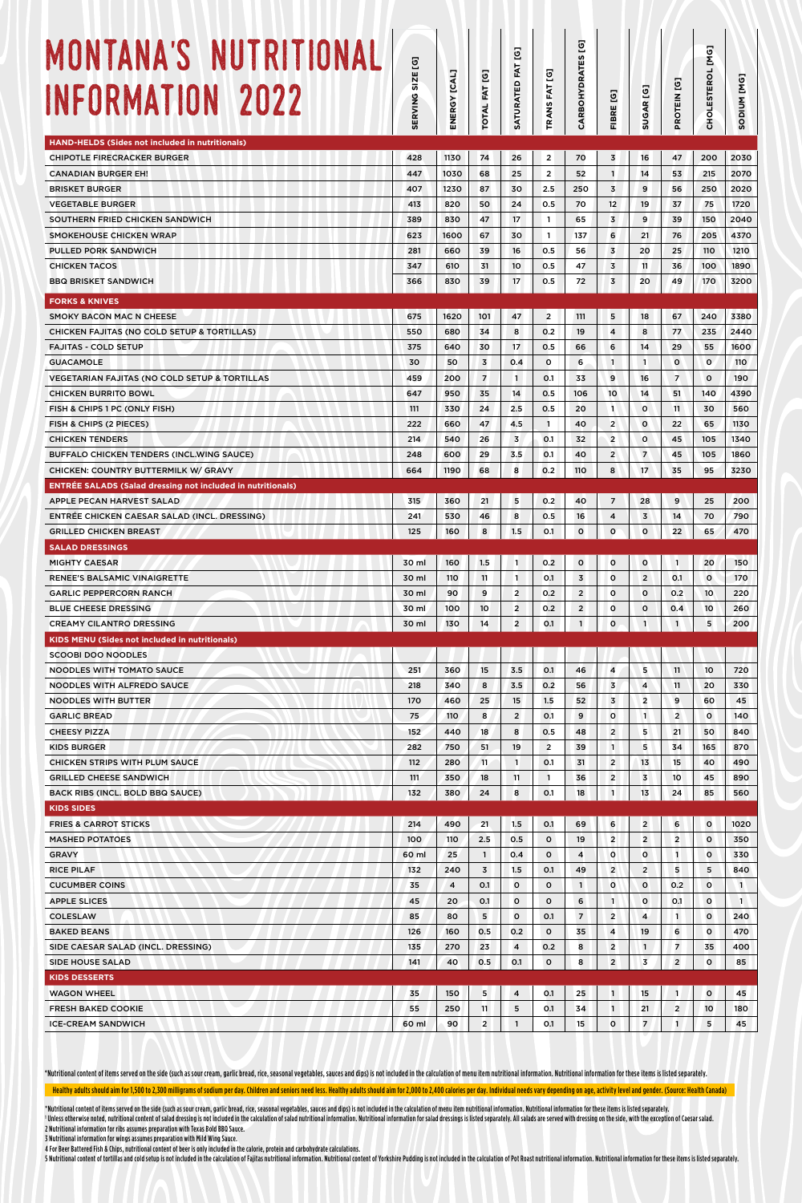# MONTANA'S NUTRITIONAL INFORMATION 2022

| | SERVING SIZE [G] | ENERGY [CAL] | TOTAL FAT [G] | SATURATED FAT [G] | TRANS FAT [G] | CARBOHYDRATES [G] | FIBRE [G] | SUGAR [G] | PROTEIN [G] | CHOLESTEROL [MG] | SODIUM [MG] |
|---|---|---|---|---|---|---|---|---|---|---|---|
| **HAND-HELDS (Sides not included in nutritionals)** | | | | | | | | | | | |
| CHIPOTLE FIRECRACKER BURGER | 428 | 1130 | 74 | 26 | 2 | 70 | 3 | 16 | 47 | 200 | 2030 |
| CANADIAN BURGER EH! | 447 | 1030 | 68 | 25 | 2 | 52 | 1 | 14 | 53 | 215 | 2070 |
| BRISKET BURGER | 407 | 1230 | 87 | 30 | 2.5 | 250 | 3 | 9 | 56 | 250 | 2020 |
| VEGETABLE BURGER | 413 | 820 | 50 | 24 | 0.5 | 70 | 12 | 19 | 37 | 75 | 1720 |
| SOUTHERN FRIED CHICKEN SANDWICH | 389 | 830 | 47 | 17 | 1 | 65 | 3 | 9 | 39 | 150 | 2040 |
| SMOKEHOUSE CHICKEN WRAP | 623 | 1600 | 67 | 30 | 1 | 137 | 6 | 21 | 76 | 205 | 4370 |
| PULLED PORK SANDWICH | 281 | 660 | 39 | 16 | 0.5 | 56 | 3 | 20 | 25 | 110 | 1210 |
| CHICKEN TACOS | 347 | 610 | 31 | 10 | 0.5 | 47 | 3 | 11 | 36 | 100 | 1890 |
| BBQ BRISKET SANDWICH | 366 | 830 | 39 | 17 | 0.5 | 72 | 3 | 20 | 49 | 170 | 3200 |
| **FORKS & KNIVES** | | | | | | | | | | | |
| SMOKY BACON MAC N CHEESE | 675 | 1620 | 101 | 47 | 2 | 111 | 5 | 18 | 67 | 240 | 3380 |
| CHICKEN FAJITAS (NO COLD SETUP & TORTILLAS) | 550 | 680 | 34 | 8 | 0.2 | 19 | 4 | 8 | 77 | 235 | 2440 |
| FAJITAS - COLD SETUP | 375 | 640 | 30 | 17 | 0.5 | 66 | 6 | 14 | 29 | 55 | 1600 |
| GUACAMOLE | 30 | 50 | 3 | 0.4 | 0 | 6 | 1 | 1 | 0 | 0 | 110 |
| VEGETARIAN FAJITAS (NO COLD SETUP & TORTILLAS | 459 | 200 | 7 | 1 | 0.1 | 33 | 9 | 16 | 7 | 0 | 190 |
| CHICKEN BURRITO BOWL | 647 | 950 | 35 | 14 | 0.5 | 106 | 10 | 14 | 51 | 140 | 4390 |
| FISH & CHIPS 1 PC (ONLY FISH) | 111 | 330 | 24 | 2.5 | 0.5 | 20 | 1 | 0 | 11 | 30 | 560 |
| FISH & CHIPS (2 PIECES) | 222 | 660 | 47 | 4.5 | 1 | 40 | 2 | 0 | 22 | 65 | 1130 |
| CHICKEN TENDERS | 214 | 540 | 26 | 3 | 0.1 | 32 | 2 | 0 | 45 | 105 | 1340 |
| BUFFALO CHICKEN TENDERS (INCL.WING SAUCE) | 248 | 600 | 29 | 3.5 | 0.1 | 40 | 2 | 7 | 45 | 105 | 1860 |
| CHICKEN: COUNTRY BUTTERMILK W/ GRAVY | 664 | 1190 | 68 | 8 | 0.2 | 110 | 8 | 17 | 35 | 95 | 3230 |
| **ENTRÉE SALADS (Salad dressing not included in nutritionals)** | | | | | | | | | | | |
| APPLE PECAN HARVEST SALAD | 315 | 360 | 21 | 5 | 0.2 | 40 | 7 | 28 | 9 | 25 | 200 |
| ENTRÉE CHICKEN CAESAR SALAD (INCL. DRESSING) | 241 | 530 | 46 | 8 | 0.5 | 16 | 4 | 3 | 14 | 70 | 790 |
| GRILLED CHICKEN BREAST | 125 | 160 | 8 | 1.5 | 0.1 | 0 | 0 | 0 | 22 | 65 | 470 |
| **SALAD DRESSINGS** | | | | | | | | | | | |
| MIGHTY CAESAR | 30 ml | 160 | 1.5 | 1 | 0.2 | 0 | 0 | 0 | 1 | 20 | 150 |
| RENEE'S BALSAMIC VINAIGRETTE | 30 ml | 110 | 11 | 1 | 0.1 | 3 | 0 | 2 | 0.1 | 0 | 170 |
| GARLIC PEPPERCORN RANCH | 30 ml | 90 | 9 | 2 | 0.2 | 2 | 0 | 0 | 0.2 | 10 | 220 |
| BLUE CHEESE DRESSING | 30 ml | 100 | 10 | 2 | 0.2 | 2 | 0 | 0 | 0.4 | 10 | 260 |
| CREAMY CILANTRO DRESSING | 30 ml | 130 | 14 | 2 | 0.1 | 1 | 0 | 1 | 1 | 5 | 200 |
| **KIDS MENU (Sides not included in nutritionals)** | | | | | | | | | | | |
| SCOOBI DOO NOODLES | | | | | | | | | | | |
| NOODLES WITH TOMATO SAUCE | 251 | 360 | 15 | 3.5 | 0.1 | 46 | 4 | 5 | 11 | 10 | 720 |
| NOODLES WITH ALFREDO SAUCE | 218 | 340 | 8 | 3.5 | 0.2 | 56 | 3 | 4 | 11 | 20 | 330 |
| NOODLES WITH BUTTER | 170 | 460 | 25 | 15 | 1.5 | 52 | 3 | 2 | 9 | 60 | 45 |
| GARLIC BREAD | 75 | 110 | 8 | 2 | 0.1 | 9 | 0 | 1 | 2 | 0 | 140 |
| CHEESY PIZZA | 152 | 440 | 18 | 8 | 0.5 | 48 | 2 | 5 | 21 | 50 | 840 |
| KIDS BURGER | 282 | 750 | 51 | 19 | 2 | 39 | 1 | 5 | 34 | 165 | 870 |
| CHICKEN STRIPS WITH PLUM SAUCE | 112 | 280 | 11 | 1 | 0.1 | 31 | 2 | 13 | 15 | 40 | 490 |
| GRILLED CHEESE SANDWICH | 111 | 350 | 18 | 11 | 1 | 36 | 2 | 3 | 10 | 45 | 890 |
| BACK RIBS (INCL. BOLD BBQ SAUCE) | 132 | 380 | 24 | 8 | 0.1 | 18 | 1 | 13 | 24 | 85 | 560 |
| **KIDS SIDES** | | | | | | | | | | | |
| FRIES & CARROT STICKS | 214 | 490 | 21 | 1.5 | 0.1 | 69 | 6 | 2 | 6 | 0 | 1020 |
| MASHED POTATOES | 100 | 110 | 2.5 | 0.5 | 0 | 19 | 2 | 2 | 2 | 0 | 350 |
| GRAVY | 60 ml | 25 | 1 | 0.4 | 0 | 4 | 0 | 0 | 1 | 0 | 330 |
| RICE PILAF | 132 | 240 | 3 | 1.5 | 0.1 | 49 | 2 | 2 | 5 | 5 | 840 |
| CUCUMBER COINS | 35 | 4 | 0.1 | 0 | 0 | 1 | 0 | 0 | 0.2 | 0 | 1 |
| APPLE SLICES | 45 | 20 | 0.1 | 0 | 0 | 6 | 1 | 0 | 0.1 | 0 | 1 |
| COLESLAW | 85 | 80 | 5 | 0 | 0.1 | 7 | 2 | 4 | 1 | 0 | 240 |
| BAKED BEANS | 126 | 160 | 0.5 | 0.2 | 0 | 35 | 4 | 19 | 6 | 0 | 470 |
| SIDE CAESAR SALAD (INCL. DRESSING) | 135 | 270 | 23 | 4 | 0.2 | 8 | 2 | 1 | 7 | 35 | 400 |
| SIDE HOUSE SALAD | 141 | 40 | 0.5 | 0.1 | 0 | 8 | 2 | 3 | 2 | 0 | 85 |
| **KIDS DESSERTS** | | | | | | | | | | | |
| WAGON WHEEL | 35 | 150 | 5 | 4 | 0.1 | 25 | 1 | 15 | 1 | 0 | 45 |
| FRESH BAKED COOKIE | 55 | 250 | 11 | 5 | 0.1 | 34 | 1 | 21 | 2 | 10 | 180 |
| ICE-CREAM SANDWICH | 60 ml | 90 | 2 | 1 | 0.1 | 15 | 0 | 7 | 1 | 5 | 45 |

*Nutritional content of items served on the side (such as sour cream, garlic bread, rice, seasonal vegetables, sauces and dips) is not included in the calculation of menu item nutritional information. Nutritional information for these items is listed separately.

Healthy adults should aim for 1,500 to 2,300 milligrams of sodium per day. Children and seniors need less. Healthy adults should aim for 2,000 to 2,400 calories per day. Individual needs vary depending on age, activity level and gender. (Source: Health Canada)

*Nutritional content of items served on the side (such as sour cream, garlic bread, rice, seasonal vegetables, sauces and dips) is not included in the calculation of menu item nutritional information. Nutritional information for these items is listed separately.
1 Unless otherwise noted, nutritional content of salad dressing is not included in the calculation of salad nutritional information. Nutritional information for salad dressings is listed separately. All salads are served with dressing on the side, with the exception of Caesar salad.
2 Nutritional information for ribs assumes preparation with Texas Bold BBQ Sauce.
3 Nutritional information for wings assumes preparation with Mild Wing Sauce.
4 For Beer Battered Fish & Chips, nutritional content of beer is only included in the calorie, protein and carbohydrate calculations.
5 Nutritional content of tortillas and cold setup is not included in the calculation of Fajitas nutritional information. Nutritional content of Yorkshire Pudding is not included in the calculation of Pot Roast nutritional information. Nutritional information for these items is listed separately.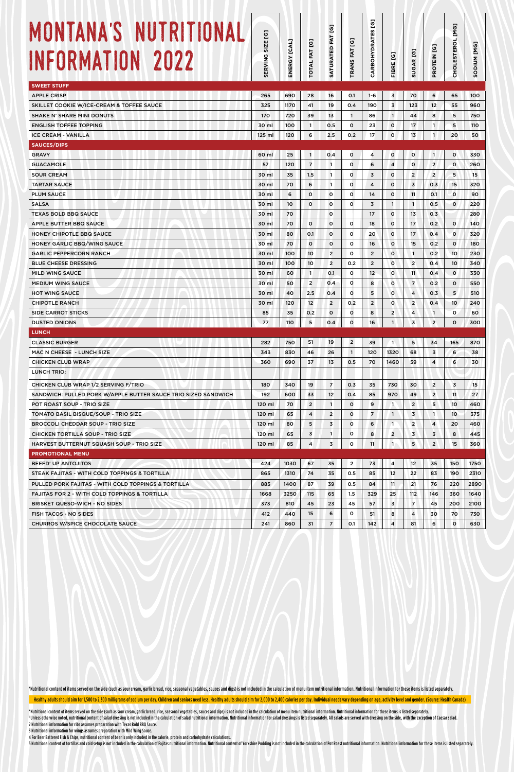# MONTANA'S NUTRITIONAL INFORMATION 2022

| | SERVING SIZE [G] | ENERGY [CAL] | TOTAL FAT [G] | SATURATED FAT [G] | TRANS FAT [G] | CARBOHYDRATES [G] | FIBRE [G] | SUGAR [G] | PROTEIN [G] | CHOLESTEROL [MG] | SODIUM [MG] |
|---|---|---|---|---|---|---|---|---|---|---|---|
| **SWEET STUFF** | | | | | | | | | | | |
| APPLE CRISP | 265 | 690 | 28 | 16 | 0.1 | 1-6 | 3 | 70 | 6 | 65 | 100 |
| SKILLET COOKIE W/ICE-CREAM & TOFFEE SAUCE | 325 | 1170 | 41 | 19 | 0.4 | 190 | 3 | 123 | 12 | 55 | 960 |
| SHAKE N' SHARE MINI DONUTS | 170 | 720 | 39 | 13 | 1 | 86 | 1 | 44 | 8 | 5 | 750 |
| ENGLISH TOFFEE TOPPING | 30 ml | 100 | 1 | 0.5 | 0 | 23 | 0 | 17 | 1 | 5 | 110 |
| ICE CREAM - VANILLA | 125 ml | 120 | 6 | 2.5 | 0.2 | 17 | 0 | 13 | 1 | 20 | 50 |
| **SAUCES/DIPS** | | | | | | | | | | | |
| GRAVY | 60 ml | 25 | 1 | 0.4 | 0 | 4 | 0 | 0 | 1 | 0 | 330 |
| GUACAMOLE | 57 | 120 | 7 | 1 | 0 | 6 | 4 | 0 | 2 | 0 | 260 |
| SOUR CREAM | 30 ml | 35 | 1.5 | 1 | 0 | 3 | 0 | 2 | 2 | 5 | 15 |
| TARTAR SAUCE | 30 ml | 70 | 6 | 1 | 0 | 4 | 0 | 3 | 0.3 | 15 | 320 |
| PLUM SAUCE | 30 ml | 6 | 0 | 0 | 0 | 14 | 0 | 11 | 0.1 | 0 | 90 |
| SALSA | 30 ml | 10 | 0 | 0 | 0 | 3 | 1 | 1 | 0.5 | 0 | 220 |
| TEXAS BOLD BBQ SAUCE | 30 ml | 70 | | 0 | | 17 | 0 | 13 | 0.3 | | 280 |
| APPLE BUTTER BBQ SAUCE | 30 ml | 70 | 0 | 0 | 0 | 18 | 0 | 17 | 0.2 | 0 | 140 |
| HONEY CHIPOTLE BBQ SAUCE | 30 ml | 80 | 0.1 | 0 | 0 | 20 | 0 | 17 | 0.4 | 0 | 320 |
| HONEY GARLIC BBQ/WING SAUCE | 30 ml | 70 | 0 | 0 | 0 | 16 | 0 | 15 | 0.2 | 0 | 180 |
| GARLIC PEPPERCORN RANCH | 30 ml | 100 | 10 | 2 | 0 | 2 | 0 | 1 | 0.2 | 10 | 230 |
| BLUE CHEESE DRESSING | 30 ml | 100 | 10 | 2 | 0.2 | 2 | 0 | 2 | 0.4 | 10 | 340 |
| MILD WING SAUCE | 30 ml | 60 | 1 | 0.1 | 0 | 12 | 0 | 11 | 0.4 | 0 | 330 |
| MEDIUM WING SAUCE | 30 ml | 50 | 2 | 0.4 | 0 | 8 | 0 | 7 | 0.2 | 0 | 550 |
| HOT WING SAUCE | 30 ml | 40 | 2.5 | 0.4 | 0 | 5 | 0 | 4 | 0.3 | 5 | 510 |
| CHIPOTLE RANCH | 30 ml | 120 | 12 | 2 | 0.2 | 2 | 0 | 2 | 0.4 | 10 | 240 |
| SIDE CARROT STICKS | 85 | 35 | 0.2 | 0 | 0 | 8 | 2 | 4 | 1 | 0 | 60 |
| DUSTED ONIONS | 77 | 110 | 5 | 0.4 | 0 | 16 | 1 | 3 | 2 | 0 | 300 |
| **LUNCH** | | | | | | | | | | | |
| CLASSIC BURGER | 282 | 750 | 51 | 19 | 2 | 39 | 1 | 5 | 34 | 165 | 870 |
| MAC N CHEESE - LUNCH SIZE | 343 | 830 | 46 | 26 | 1 | 120 | 1320 | 68 | 3 | 6 | 38 |
| CHICKEN CLUB WRAP | 360 | 690 | 37 | 13 | 0.5 | 70 | 1460 | 59 | 4 | 6 | 30 |
| LUNCH TRIO: | | | | | | | | | | | |
| CHICKEN CLUB WRAP 1/2 SERVING F/TRIO | 180 | 340 | 19 | 7 | 0.3 | 35 | 730 | 30 | 2 | 3 | 15 |
| SANDWICH: PULLED PORK W/APPLE BUTTER SAUCE TRIO SIZED SANDWICH | 192 | 600 | 33 | 12 | 0.4 | 85 | 970 | 49 | 2 | 11 | 27 |
| POT ROAST SOUP - TRIO SIZE | 120 ml | 70 | 2 | 1 | 0 | 9 | 1 | 2 | 5 | 10 | 460 |
| TOMATO BASIL BISQUE/SOUP - TRIO SIZE | 120 ml | 65 | 4 | 2 | 0 | 7 | 1 | 3 | 1 | 10 | 375 |
| BROCCOLI CHEDDAR SOUP - TRIO SIZE | 120 ml | 80 | 5 | 3 | 0 | 6 | 1 | 2 | 4 | 20 | 460 |
| CHICKEN TORTILLA SOUP - TRIO SIZE | 120 ml | 65 | 3 | 1 | 0 | 8 | 2 | 3 | 3 | 8 | 445 |
| HARVEST BUTTERNUT SQUASH SOUP - TRIO SIZE | 120 ml | 85 | 4 | 3 | 0 | 11 | 1 | 5 | 2 | 15 | 360 |
| **PROMOTIONAL MENU** | | | | | | | | | | | |
| BEEFD' UP ANTOJITOS | 424 | 1030 | 67 | 35 | 2 | 73 | 4 | 12 | 35 | 150 | 1750 |
| STEAK FAJITAS - WITH COLD TOPPINGS & TORTILLA | 865 | 1310 | 74 | 35 | 0.5 | 85 | 12 | 22 | 83 | 190 | 2310 |
| PULLED PORK FAJITAS - WITH COLD TOPPINGS & TORTILLA | 885 | 1400 | 87 | 39 | 0.5 | 84 | 11 | 21 | 76 | 220 | 2890 |
| FAJITAS FOR 2 - WITH COLD TOPPINGS & TORTILLA | 1668 | 3250 | 115 | 65 | 1.5 | 329 | 25 | 112 | 146 | 360 | 1640 |
| BRISKET QUESO-WICH - NO SIDES | 373 | 810 | 45 | 23 | 45 | 57 | 3 | 7 | 45 | 200 | 2100 |
| FISH TACOS - NO SIDES | 412 | 440 | 15 | 6 | 0 | 51 | 8 | 4 | 30 | 70 | 730 |
| CHURROS W/SPICE CHOCOLATE SAUCE | 241 | 860 | 31 | 7 | 0.1 | 142 | 4 | 81 | 6 | 0 | 630 |

*Nutritional content of items served on the side (such as sour cream, garlic bread, rice, seasonal vegetables, sauces and dips) is not included in the calculation of menu item nutritional information. Nutritional information for these items is listed separately.

Healthy adults should aim for 1,500 to 2,300 milligrams of sodium per day. Children and seniors need less. Healthy adults should aim for 2,000 to 2,400 calories per day. Individual needs vary depending on age, activity level and gender. (Source: Health Canada)

*Nutritional content of items served on the side (such as sour cream, garlic bread, rice, seasonal vegetables, sauces and dips) is not included in the calculation of menu item nutritional information. Nutritional information for these items is listed separately.

[1] Unless otherwise noted, nutritional content of salad dressing is not included in the calculation of salad nutritional information. Nutritional information for salad dressings is listed separately. All salads are served with dressing on the side, with the exception of Caesar salad.

2 Nutritional information for ribs assumes preparation with Texas Bold BBQ Sauce.

3 Nutritional information for wings assumes preparation with Mild Wing Sauce.

4 For Beer Battered Fish & Chips, nutritional content of beer is only included in the calorie, protein and carbohydrate calculations.

5 Nutritional content of tortillas and cold setup is not included in the calculation of Fajitas nutritional information. Nutritional content of Yorkshire Pudding is not included in the calculation of Pot Roast nutritional information. Nutritional information for these items is listed separately.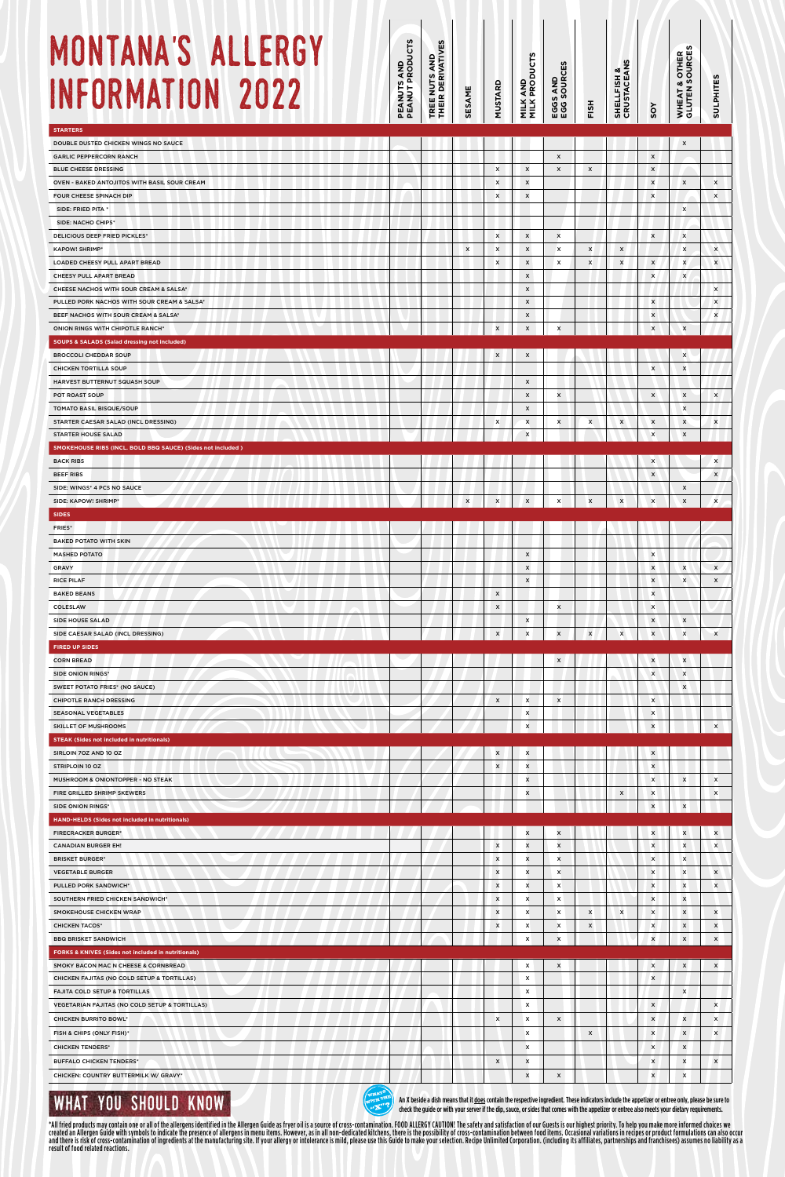# MONTANA'S ALLERGY INFORMATION 2022

| | PEANUTS AND PEANUT PRODUCTS | TREE NUTS AND THEIR DERIVATIVES | SESAME | MUSTARD | MILK AND MILK PRODUCTS | EGGS AND EGG SOURCES | FISH | SHELLFISH & CRUSTACEANS | SOY | WHEAT & OTHER GLUTEN SOURCES | SULPHITES |
|---|---|---|---|---|---|---|---|---|---|---|---|
| **STARTERS** | | | | | | | | | | | |
| DOUBLE DUSTED CHICKEN WINGS NO SAUCE | | | | | | | | | | x | |
| GARLIC PEPPERCORN RANCH | | | | | | x | | | x | | |
| BLUE CHEESE DRESSING | | | | x | x | x | x | | x | | |
| OVEN - BAKED ANTOJITOS WITH BASIL SOUR CREAM | | | | x | x | | | | x | x | x |
| FOUR CHEESE SPINACH DIP | | | | x | x | | | | x | | x |
| SIDE: FRIED PITA * | | | | | | | | | | x | |
| SIDE: NACHO CHIPS* | | | | | | | | | | | |
| DELICIOUS DEEP FRIED PICKLES* | | | | x | x | x | | | x | x | |
| KAPOW! SHRIMP* | | | x | x | x | x | x | x | | x | x |
| LOADED CHEESY PULL APART BREAD | | | | x | x | x | x | x | x | x | x |
| CHEESY PULL APART BREAD | | | | | x | | | | x | x | |
| CHEESE NACHOS WITH SOUR CREAM & SALSA* | | | | | x | | | | | | x |
| PULLED PORK NACHOS WITH SOUR CREAM & SALSA* | | | | | x | | | | x | | x |
| BEEF NACHOS WITH SOUR CREAM & SALSA* | | | | | x | | | | x | | x |
| ONION RINGS WITH CHIPOTLE RANCH* | | | | x | x | x | | | x | x | |
| **SOUPS & SALADS (Salad dressing not included)** | | | | | | | | | | | |
| BROCCOLI CHEDDAR SOUP | | | | x | x | | | | | x | |
| CHICKEN TORTILLA SOUP | | | | | | | | | x | x | |
| HARVEST BUTTERNUT SQUASH SOUP | | | | | x | | | | | | |
| POT ROAST SOUP | | | | | x | x | | | x | x | x |
| TOMATO BASIL BISQUE/SOUP | | | | | x | | | | | x | |
| STARTER CAESAR SALAD (INCL DRESSING) | | | | x | x | x | x | x | x | x | x |
| STARTER HOUSE SALAD | | | | | x | | | | x | x | |
| **SMOKEHOUSE RIBS (INCL. BOLD BBQ SAUCE) (Sides not included )** | | | | | | | | | | | |
| BACK RIBS | | | | | | | | | x | | x |
| BEEF RIBS | | | | | | | | | x | | x |
| SIDE: WINGS* 4 PCS NO SAUCE | | | | | | | | | | x | |
| SIDE: KAPOW! SHRIMP* | | | x | x | x | x | x | x | x | x | x |
| **SIDES** | | | | | | | | | | | |
| FRIES* | | | | | | | | | | | |
| BAKED POTATO WITH SKIN | | | | | | | | | | | |
| MASHED POTATO | | | | | x | | | | x | | |
| GRAVY | | | | | x | | | | x | x | x |
| RICE PILAF | | | | | x | | | | x | x | x |
| BAKED BEANS | | | | x | | | | | x | | |
| COLESLAW | | | | x | | x | | | x | | |
| SIDE HOUSE SALAD | | | | | x | | | | x | x | |
| SIDE CAESAR SALAD (INCL DRESSING) | | | | x | x | x | x | x | x | x | x |
| **FIRED UP SIDES** | | | | | | | | | | | |
| CORN BREAD | | | | | | x | | | x | x | |
| SIDE ONION RINGS* | | | | | | | | | x | x | |
| SWEET POTATO FRIES* (NO SAUCE) | | | | | | | | | | x | |
| CHIPOTLE RANCH DRESSING | | | | x | x | x | | | x | | |
| SEASONAL VEGETABLES | | | | | x | | | | x | | |
| SKILLET OF MUSHROOMS | | | | | x | | | | x | | x |
| **STEAK (Sides not included in nutritionals)** | | | | | | | | | | | |
| SIRLOIN 7OZ AND 10 OZ | | | | x | x | | | | x | | |
| STRIPLOIN 10 OZ | | | | x | x | | | | x | | |
| MUSHROOM & ONIONTOPPER - NO STEAK | | | | | x | | | | x | x | x |
| FIRE GRILLED SHRIMP SKEWERS | | | | | x | | | x | x | | x |
| SIDE ONION RINGS* | | | | | | | | | x | x | |
| **HAND-HELDS (Sides not included in nutritionals)** | | | | | | | | | | | |
| FIRECRACKER BURGER* | | | | | x | x | | | x | x | x |
| CANADIAN BURGER EH! | | | | x | x | x | | | x | x | x |
| BRISKET BURGER* | | | | x | x | x | | | x | x | |
| VEGETABLE BURGER | | | | x | x | x | | | x | x | x |
| PULLED PORK SANDWICH* | | | | x | x | x | | | x | x | x |
| SOUTHERN FRIED CHICKEN SANDWICH* | | | | x | x | x | | | x | x | |
| SMOKEHOUSE CHICKEN WRAP | | | | x | x | x | x | x | x | x | x |
| CHICKEN TACOS* | | | | x | x | x | x | | x | x | x |
| BBQ BRISKET SANDWICH | | | | | x | x | | | x | x | x |
| **FORKS & KNIVES (Sides not included in nutritionals)** | | | | | | | | | | | |
| SMOKY BACON MAC N CHEESE & CORNBREAD | | | | | x | x | | | x | x | x |
| CHICKEN FAJITAS (NO COLD SETUP & TORTILLAS) | | | | | x | | | | x | | |
| FAJITA COLD SETUP & TORTILLAS | | | | | x | | | | | x | |
| VEGETARIAN FAJITAS (NO COLD SETUP & TORTILLAS) | | | | | x | | | | x | | x |
| CHICKEN BURRITO BOWL* | | | | x | x | x | | | x | x | x |
| FISH & CHIPS (ONLY FISH)* | | | | | x | | x | | x | x | x |
| CHICKEN TENDERS* | | | | | x | | | | x | x | |
| BUFFALO CHICKEN TENDERS* | | | | x | x | | | | x | x | x |
| CHICKEN: COUNTRY BUTTERMILK W/ GRAVY* | | | | | x | x | | | x | x | |

## WHAT YOU SHOULD KNOW

An X beside a dish means that it does contain the respective ingredient. These indicators include the appetizer or entree only, please be sure to check the guide or with your server if the dip, sauce, or sides that comes with the appetizer or entree also meets your dietary requirements.

*All fried products may contain one or all of the allergens identified in the Allergen Guide as fryer oil is a source of cross-contamination. FOOD ALLERGY CAUTION! The safety and satisfaction of our Guests is our highest priority. To help you make more informed choices we created an Allergen Guide with symbols to indicate the presence of allergens in menu items. However, as in all non-dedicated kitchens, there is the possibility of cross-contamination between food items. Occasional variations in recipes or product formulations can also occur and there is risk of cross-contamination of ingredients at the manufacturing site. If your allergy or intolerance is mild, please use this Guide to make your selection. Recipe Unlimited Corporation. (including its affiliates, partnerships and franchisees) assumes no liability as a result of food related reactions.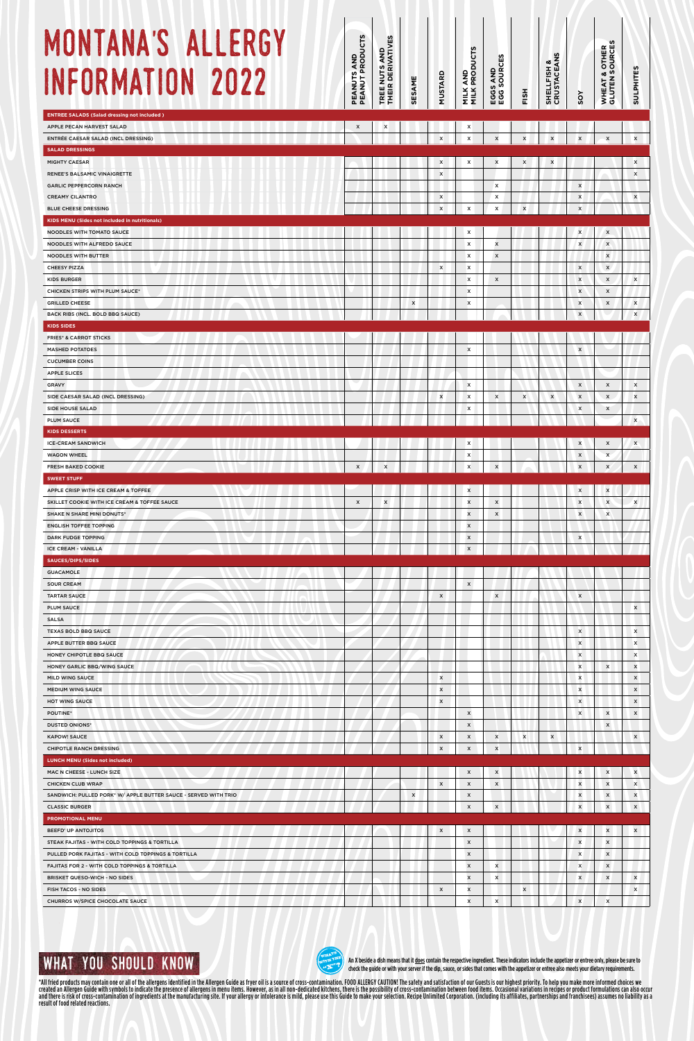# MONTANA'S ALLERGY INFORMATION 2022

| | PEANUTS AND PEANUT PRODUCTS | TREE NUTS AND THEIR DERIVATIVES | SESAME | MUSTARD | MILK AND MILK PRODUCTS | EGGS AND EGG SOURCES | FISH | SHELLFISH & CRUSTACEANS | SOY | WHEAT & OTHER GLUTEN SOURCES | SULPHITES |
|---|---|---|---|---|---|---|---|---|---|---|---|
| **ENTREE SALADS (Salad dressing not included )** | | | | | | | | | | | |
| APPLE PECAN HARVEST SALAD | X | X | | | X | | | | | | |
| ENTRÉE CAESAR SALAD (INCL DRESSING) | | | | X | X | X | X | X | X | X | X |
| **SALAD DRESSINGS** | | | | | | | | | | | |
| MIGHTY CAESAR | | | | X | X | X | X | X | | | X |
| RENEE'S BALSAMIC VINAIGRETTE | | | | X | | | | | | | X |
| GARLIC PEPPERCORN RANCH | | | | | | X | | | X | | |
| CREAMY CILANTRO | | | | X | | X | | | X | | X |
| BLUE CHEESE DRESSING | | | | X | X | X | X | | X | | |
| **KIDS MENU (Sides not included in nutritionals)** | | | | | | | | | | | |
| NOODLES WITH TOMATO SAUCE | | | | | X | | | | X | X | |
| NOODLES WITH ALFREDO SAUCE | | | | | X | X | | | X | X | |
| NOODLES WITH BUTTER | | | | | X | X | | | | X | |
| CHEESY PIZZA | | | | X | X | | | | X | X | |
| KIDS BURGER | | | | | X | X | | | X | X | X |
| CHICKEN STRIPS WITH PLUM SAUCE* | | | | | X | | | | X | X | |
| GRILLED CHEESE | | | X | | X | | | | X | X | X |
| BACK RIBS (INCL. BOLD BBQ SAUCE) | | | | | | | | | X | | X |
| **KIDS SIDES** | | | | | | | | | | | |
| FRIES* & CARROT STICKS | | | | | | | | | | | |
| MASHED POTATOES | | | | | X | | | | X | | |
| CUCUMBER COINS | | | | | | | | | | | |
| APPLE SLICES | | | | | | | | | | | |
| GRAVY | | | | | X | | | | X | X | X |
| SIDE CAESAR SALAD (INCL DRESSING) | | | | X | X | X | X | X | X | X | X |
| SIDE HOUSE SALAD | | | | | X | | | | X | X | |
| PLUM SAUCE | | | | | | | | | | | X |
| **KIDS DESSERTS** | | | | | | | | | | | |
| ICE-CREAM SANDWICH | | | | | X | | | | X | X | X |
| WAGON WHEEL | | | | | X | | | | X | X | |
| FRESH BAKED COOKIE | X | X | | | X | X | | | X | X | X |
| **SWEET STUFF** | | | | | | | | | | | |
| APPLE CRISP WITH ICE CREAM & TOFFEE | | | | | X | | | | X | X | |
| SKILLET COOKIE WITH ICE CREAM & TOFFEE SAUCE | X | X | | | X | X | | | X | X | X |
| SHAKE N SHARE MINI DONUTS* | | | | | X | X | | | X | X | |
| ENGLISH TOFFEE TOPPING | | | | | X | | | | | | |
| DARK FUDGE TOPPING | | | | | X | | | | X | | |
| ICE CREAM - VANILLA | | | | | X | | | | | | |
| **SAUCES/DIPS/SIDES** | | | | | | | | | | | |
| GUACAMOLE | | | | | | | | | | | |
| SOUR CREAM | | | | | X | | | | | | |
| TARTAR SAUCE | | | | X | | X | | | X | | |
| PLUM SAUCE | | | | | | | | | | | X |
| SALSA | | | | | | | | | | | |
| TEXAS BOLD BBQ SAUCE | | | | | | | | | X | | X |
| APPLE BUTTER BBQ SAUCE | | | | | | | | | X | | X |
| HONEY CHIPOTLE BBQ SAUCE | | | | | | | | | X | | X |
| HONEY GARLIC BBQ/WING SAUCE | | | | | | | | | X | X | X |
| MILD WING SAUCE | | | | X | | | | | X | | X |
| MEDIUM WING SAUCE | | | | X | | | | | X | | X |
| HOT WING SAUCE | | | | X | | | | | X | | X |
| POUTINE* | | | | | X | | | | X | X | X |
| DUSTED ONIONS* | | | | | X | | | | | X | |
| KAPOW! SAUCE | | | | X | X | X | X | X | | | X |
| CHIPOTLE RANCH DRESSING | | | | X | X | X | | | X | | |
| **LUNCH MENU (Sides not included)** | | | | | | | | | | | |
| MAC N CHEESE - LUNCH SIZE | | | | | X | X | | | X | X | X |
| CHICKEN CLUB WRAP | | | | X | X | X | | | X | X | X |
| SANDWICH: PULLED PORK* W/ APPLE BUTTER SAUCE - SERVED WITH TRIO | | | X | | X | | | | X | X | X |
| CLASSIC BURGER | | | | | X | X | | | X | X | X |
| **PROMOTIONAL MENU** | | | | | | | | | | | |
| BEEFD' UP ANTOJITOS | | | | X | X | | | | X | X | X |
| STEAK FAJITAS - WITH COLD TOPPINGS & TORTILLA | | | | | X | | | | X | X | |
| PULLED PORK FAJITAS - WITH COLD TOPPINGS & TORTILLA | | | | | X | | | | X | X | |
| FAJITAS FOR 2 - WITH COLD TOPPINGS & TORTILLA | | | | | X | X | | | X | X | |
| BRISKET QUESO-WICH - NO SIDES | | | | | X | X | | | X | X | X |
| FISH TACOS - NO SIDES | | | | X | X | | X | | | | X |
| CHURROS W/SPICE CHOCOLATE SAUCE | | | | | X | X | | | X | X | |

## WHAT YOU SHOULD KNOW

An X beside a dish means that it does contain the respective ingredient. These indicators include the appetizer or entree only, please be sure to check the guide or with your server if the dip, sauce, or sides that comes with the appetizer or entree also meets your dietary requirements.

*All fried products may contain one or all of the allergens identified in the Allergen Guide as fryer oil is a source of cross-contamination. FOOD ALLERGY CAUTION! The safety and satisfaction of our Guests is our highest priority. To help you make more informed choices we created an Allergen Guide with symbols to indicate the presence of allergens in menu items. However, as in all non-dedicated kitchens, there is the possibility of cross-contamination between food items. Occasional variations in recipes or product formulations can also occur and there is risk of cross-contamination of ingredients at the manufacturing site. If your allergy or intolerance is mild, please use this Guide to make your selection. Recipe Unlimited Corporation. (including its affiliates, partnerships and franchisees) assumes no liability as a result of food related reactions.